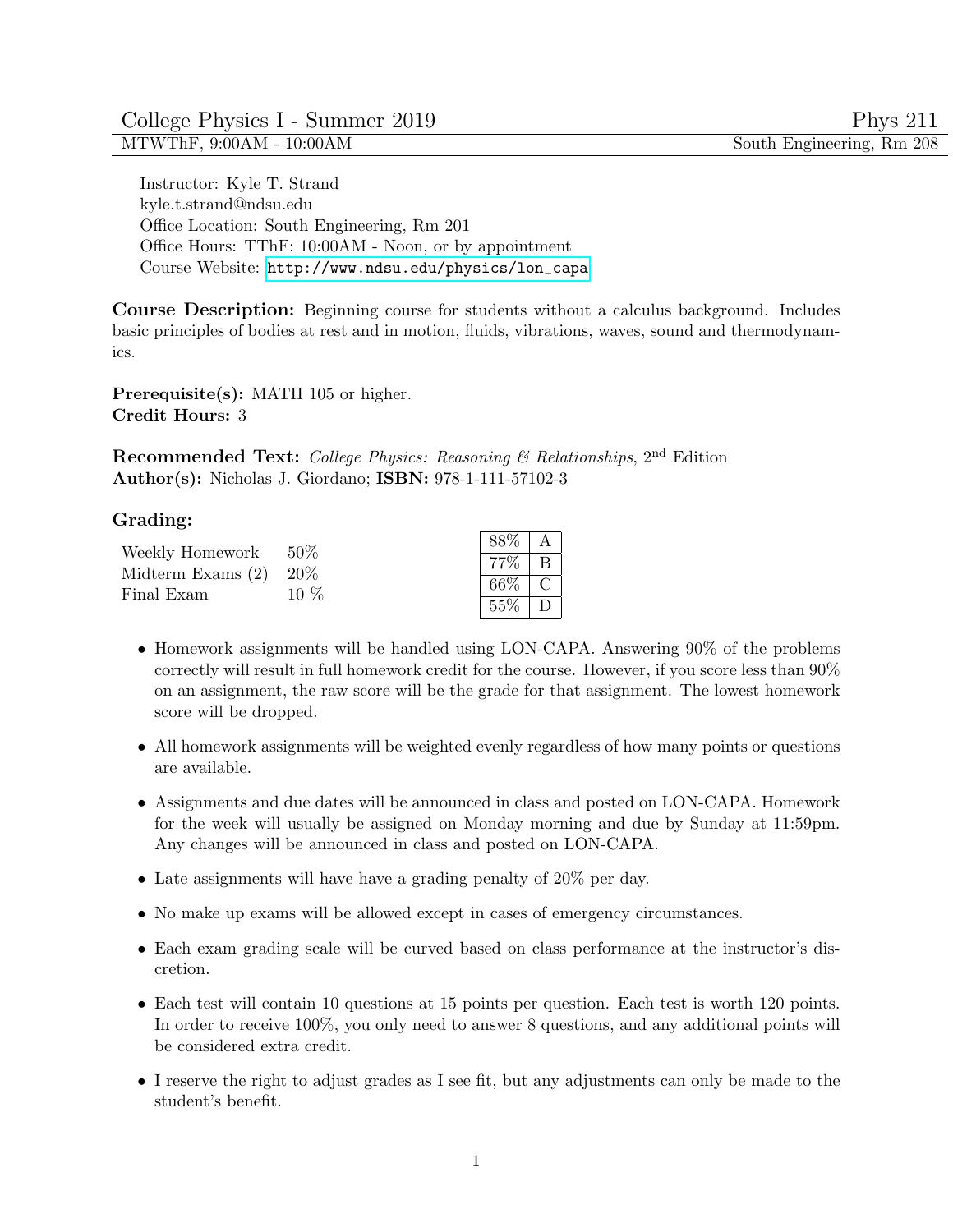# College Physics I - Summer 2019 — Phys 211

MTWThF, 9:00AM - 10:00AM — South Engineering, Rm 208

Instructor: Kyle T. Strand
kyle.t.strand@ndsu.edu
Office Location: South Engineering, Rm 201
Office Hours: TThF: 10:00AM - Noon, or by appointment
Course Website: http://www.ndsu.edu/physics/lon_capa

**Course Description:** Beginning course for students without a calculus background. Includes basic principles of bodies at rest and in motion, fluids, vibrations, waves, sound and thermodynamics.

**Prerequisite(s):** MATH 105 or higher.
**Credit Hours:** 3

**Recommended Text:** *College Physics: Reasoning & Relationships*, 2nd Edition
**Author(s):** Nicholas J. Giordano; **ISBN:** 978-1-111-57102-3

**Grading:**

| | |
|---|---|
| Weekly Homework | 50% |
| Midterm Exams (2) | 20% |
| Final Exam | 10 % |

| | |
|---|---|
| 88% | A |
| 77% | B |
| 66% | C |
| 55% | D |

- Homework assignments will be handled using LON-CAPA. Answering 90% of the problems correctly will result in full homework credit for the course. However, if you score less than 90% on an assignment, the raw score will be the grade for that assignment. The lowest homework score will be dropped.
- All homework assignments will be weighted evenly regardless of how many points or questions are available.
- Assignments and due dates will be announced in class and posted on LON-CAPA. Homework for the week will usually be assigned on Monday morning and due by Sunday at 11:59pm. Any changes will be announced in class and posted on LON-CAPA.
- Late assignments will have have a grading penalty of 20% per day.
- No make up exams will be allowed except in cases of emergency circumstances.
- Each exam grading scale will be curved based on class performance at the instructor's discretion.
- Each test will contain 10 questions at 15 points per question. Each test is worth 120 points. In order to receive 100%, you only need to answer 8 questions, and any additional points will be considered extra credit.
- I reserve the right to adjust grades as I see fit, but any adjustments can only be made to the student's benefit.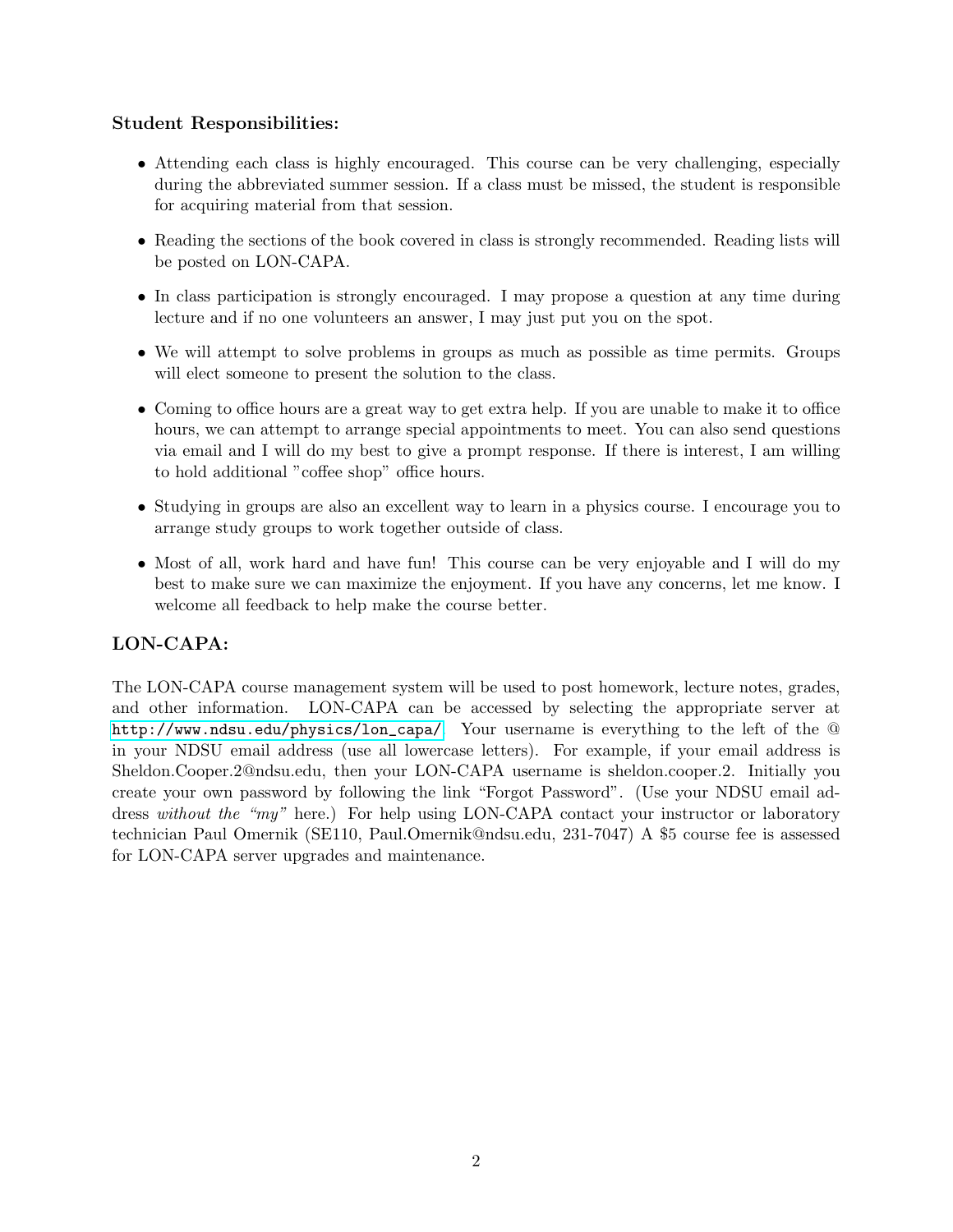**Student Responsibilities:**

- Attending each class is highly encouraged. This course can be very challenging, especially during the abbreviated summer session. If a class must be missed, the student is responsible for acquiring material from that session.
- Reading the sections of the book covered in class is strongly recommended. Reading lists will be posted on LON-CAPA.
- In class participation is strongly encouraged. I may propose a question at any time during lecture and if no one volunteers an answer, I may just put you on the spot.
- We will attempt to solve problems in groups as much as possible as time permits. Groups will elect someone to present the solution to the class.
- Coming to office hours are a great way to get extra help. If you are unable to make it to office hours, we can attempt to arrange special appointments to meet. You can also send questions via email and I will do my best to give a prompt response. If there is interest, I am willing to hold additional "coffee shop" office hours.
- Studying in groups are also an excellent way to learn in a physics course. I encourage you to arrange study groups to work together outside of class.
- Most of all, work hard and have fun! This course can be very enjoyable and I will do my best to make sure we can maximize the enjoyment. If you have any concerns, let me know. I welcome all feedback to help make the course better.

## LON-CAPA:

The LON-CAPA course management system will be used to post homework, lecture notes, grades, and other information. LON-CAPA can be accessed by selecting the appropriate server at `http://www.ndsu.edu/physics/lon_capa/`. Your username is everything to the left of the @ in your NDSU email address (use all lowercase letters). For example, if your email address is Sheldon.Cooper.2@ndsu.edu, then your LON-CAPA username is sheldon.cooper.2. Initially you create your own password by following the link "Forgot Password". (Use your NDSU email address *without the "my"* here.) For help using LON-CAPA contact your instructor or laboratory technician Paul Omernik (SE110, Paul.Omernik@ndsu.edu, 231-7047) A $5 course fee is assessed for LON-CAPA server upgrades and maintenance.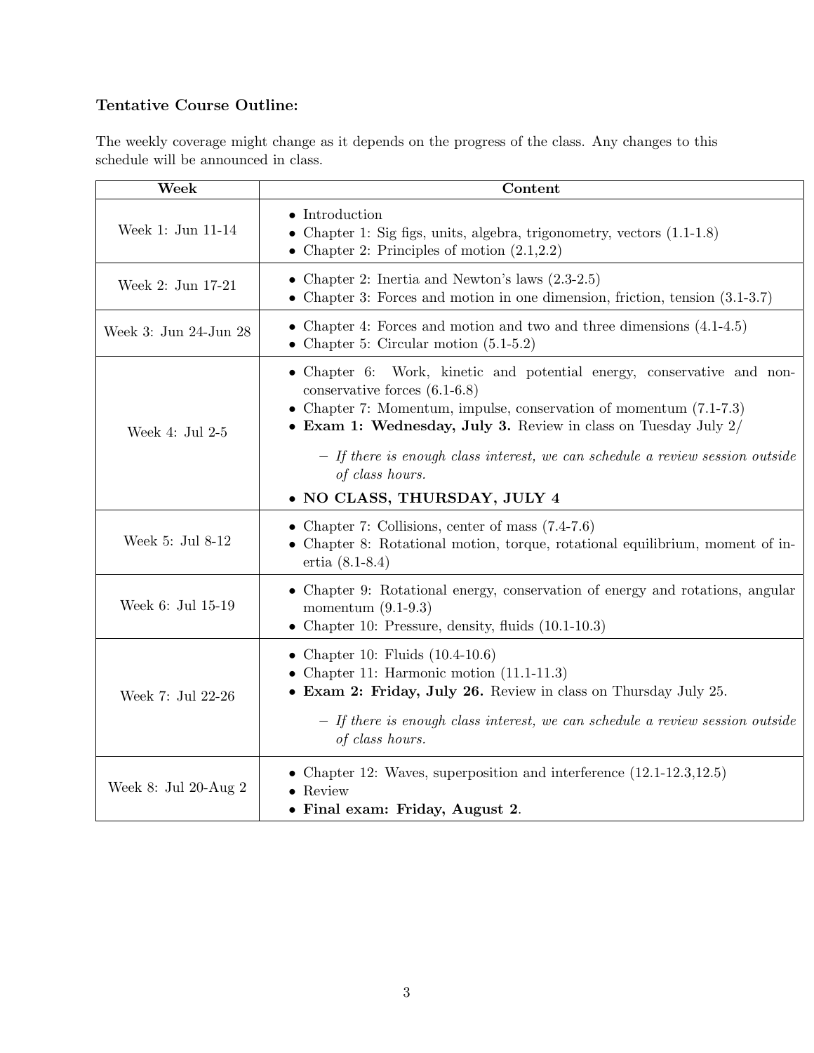**Tentative Course Outline:**

The weekly coverage might change as it depends on the progress of the class. Any changes to this schedule will be announced in class.

| Week | Content |
|---|---|
| Week 1: Jun 11-14 | • Introduction<br>• Chapter 1: Sig figs, units, algebra, trigonometry, vectors (1.1-1.8)<br>• Chapter 2: Principles of motion (2.1,2.2) |
| Week 2: Jun 17-21 | • Chapter 2: Inertia and Newton's laws (2.3-2.5)<br>• Chapter 3: Forces and motion in one dimension, friction, tension (3.1-3.7) |
| Week 3: Jun 24-Jun 28 | • Chapter 4: Forces and motion and two and three dimensions (4.1-4.5)<br>• Chapter 5: Circular motion (5.1-5.2) |
| Week 4: Jul 2-5 | • Chapter 6: Work, kinetic and potential energy, conservative and non-conservative forces (6.1-6.8)<br>• Chapter 7: Momentum, impulse, conservation of momentum (7.1-7.3)<br>• **Exam 1: Wednesday, July 3.** Review in class on Tuesday July 2/<br>  – *If there is enough class interest, we can schedule a review session outside of class hours.*<br>• **NO CLASS, THURSDAY, JULY 4** |
| Week 5: Jul 8-12 | • Chapter 7: Collisions, center of mass (7.4-7.6)<br>• Chapter 8: Rotational motion, torque, rotational equilibrium, moment of inertia (8.1-8.4) |
| Week 6: Jul 15-19 | • Chapter 9: Rotational energy, conservation of energy and rotations, angular momentum (9.1-9.3)<br>• Chapter 10: Pressure, density, fluids (10.1-10.3) |
| Week 7: Jul 22-26 | • Chapter 10: Fluids (10.4-10.6)<br>• Chapter 11: Harmonic motion (11.1-11.3)<br>• **Exam 2: Friday, July 26.** Review in class on Thursday July 25.<br>  – *If there is enough class interest, we can schedule a review session outside of class hours.* |
| Week 8: Jul 20-Aug 2 | • Chapter 12: Waves, superposition and interference (12.1-12.3,12.5)<br>• Review<br>• **Final exam: Friday, August 2**. |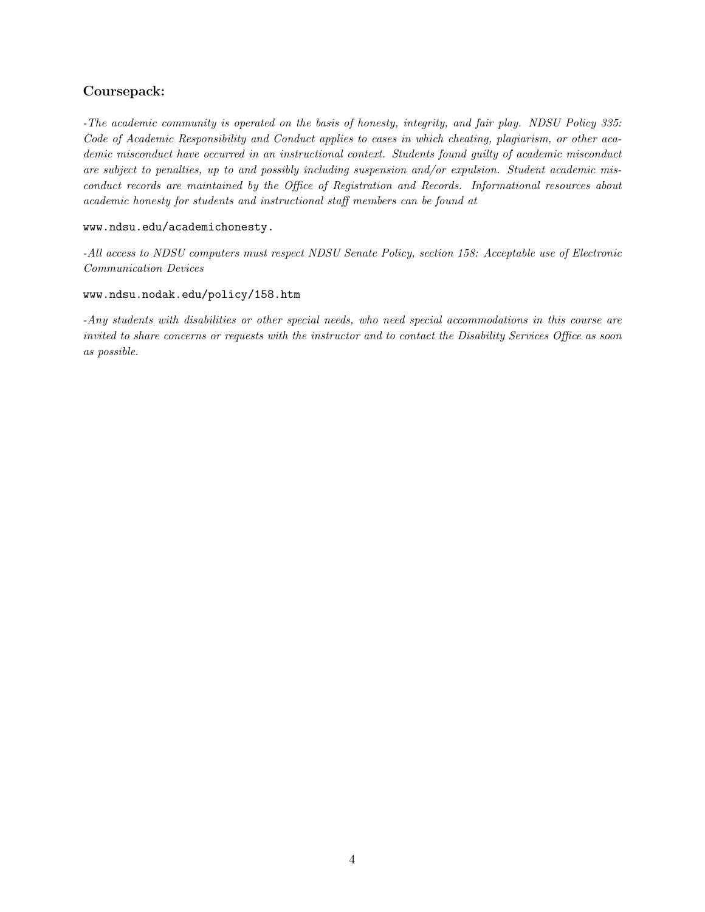### Coursepack:

*-The academic community is operated on the basis of honesty, integrity, and fair play. NDSU Policy 335: Code of Academic Responsibility and Conduct applies to cases in which cheating, plagiarism, or other academic misconduct have occurred in an instructional context. Students found guilty of academic misconduct are subject to penalties, up to and possibly including suspension and/or expulsion. Student academic misconduct records are maintained by the Office of Registration and Records. Informational resources about academic honesty for students and instructional staff members can be found at*

`www.ndsu.edu/academichonesty.`

*-All access to NDSU computers must respect NDSU Senate Policy, section 158: Acceptable use of Electronic Communication Devices*

`www.ndsu.nodak.edu/policy/158.htm`

*-Any students with disabilities or other special needs, who need special accommodations in this course are invited to share concerns or requests with the instructor and to contact the Disability Services Office as soon as possible.*